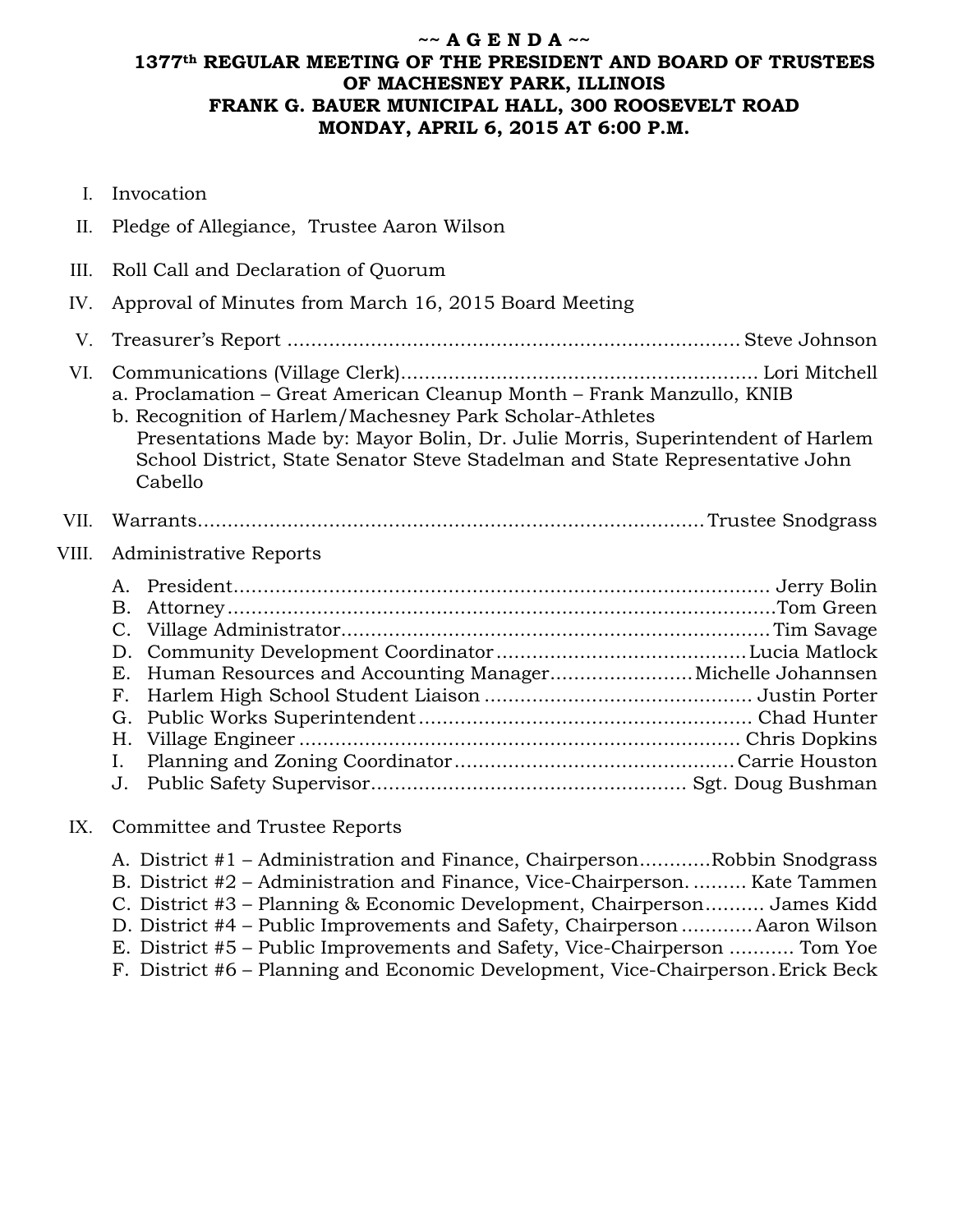# ~~ A G E N D A ~~

## 1377th REGULAR MEETING OF THE PRESIDENT AND BOARD OF TRUSTEES OF MACHESNEY PARK, ILLINOIS
## FRANK G. BAUER MUNICIPAL HALL, 300 ROOSEVELT ROAD
## MONDAY, APRIL 6, 2015 AT 6:00 P.M.

I. Invocation

II. Pledge of Allegiance, Trustee Aaron Wilson

III. Roll Call and Declaration of Quorum

IV. Approval of Minutes from March 16, 2015 Board Meeting

V. Treasurer's Report .......... Steve Johnson

VI. Communications (Village Clerk).......... Lori Mitchell
   a. Proclamation – Great American Cleanup Month – Frank Manzullo, KNIB
   b. Recognition of Harlem/Machesney Park Scholar-Athletes
      Presentations Made by: Mayor Bolin, Dr. Julie Morris, Superintendent of Harlem School District, State Senator Steve Stadelman and State Representative John Cabello

VII. Warrants.......... Trustee Snodgrass

VIII. Administrative Reports

   A. President.......... Jerry Bolin
   B. Attorney.......... Tom Green
   C. Village Administrator.......... Tim Savage
   D. Community Development Coordinator.......... Lucia Matlock
   E. Human Resources and Accounting Manager.......... Michelle Johannsen
   F. Harlem High School Student Liaison .......... Justin Porter
   G. Public Works Superintendent.......... Chad Hunter
   H. Village Engineer .......... Chris Dopkins
   I. Planning and Zoning Coordinator.......... Carrie Houston
   J. Public Safety Supervisor.......... Sgt. Doug Bushman

IX. Committee and Trustee Reports

   A. District #1 – Administration and Finance, Chairperson.......... Robbin Snodgrass
   B. District #2 – Administration and Finance, Vice-Chairperson. .......... Kate Tammen
   C. District #3 – Planning & Economic Development, Chairperson.......... James Kidd
   D. District #4 – Public Improvements and Safety, Chairperson .......... Aaron Wilson
   E. District #5 – Public Improvements and Safety, Vice-Chairperson .......... Tom Yoe
   F. District #6 – Planning and Economic Development, Vice-Chairperson. Erick Beck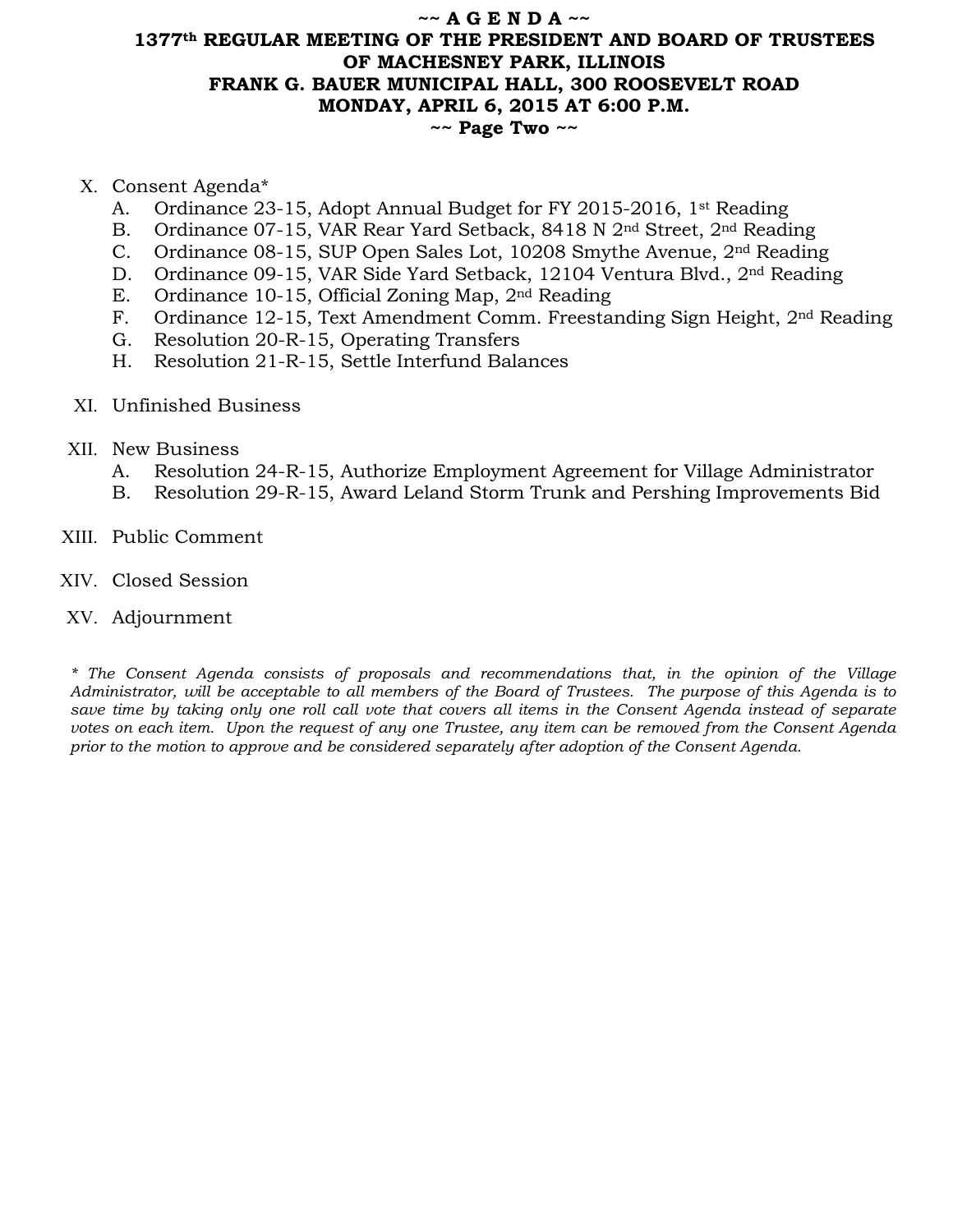**~~ A G E N D A ~~**
**1377th REGULAR MEETING OF THE PRESIDENT AND BOARD OF TRUSTEES**
**OF MACHESNEY PARK, ILLINOIS**
**FRANK G. BAUER MUNICIPAL HALL, 300 ROOSEVELT ROAD**
**MONDAY, APRIL 6, 2015 AT 6:00 P.M.**
**~~ Page Two ~~**

X. Consent Agenda*
   A. Ordinance 23-15, Adopt Annual Budget for FY 2015-2016, 1st Reading
   B. Ordinance 07-15, VAR Rear Yard Setback, 8418 N 2nd Street, 2nd Reading
   C. Ordinance 08-15, SUP Open Sales Lot, 10208 Smythe Avenue, 2nd Reading
   D. Ordinance 09-15, VAR Side Yard Setback, 12104 Ventura Blvd., 2nd Reading
   E. Ordinance 10-15, Official Zoning Map, 2nd Reading
   F. Ordinance 12-15, Text Amendment Comm. Freestanding Sign Height, 2nd Reading
   G. Resolution 20-R-15, Operating Transfers
   H. Resolution 21-R-15, Settle Interfund Balances

XI. Unfinished Business

XII. New Business
   A. Resolution 24-R-15, Authorize Employment Agreement for Village Administrator
   B. Resolution 29-R-15, Award Leland Storm Trunk and Pershing Improvements Bid

XIII. Public Comment

XIV. Closed Session

XV. Adjournment

*\* The Consent Agenda consists of proposals and recommendations that, in the opinion of the Village Administrator, will be acceptable to all members of the Board of Trustees. The purpose of this Agenda is to save time by taking only one roll call vote that covers all items in the Consent Agenda instead of separate votes on each item. Upon the request of any one Trustee, any item can be removed from the Consent Agenda prior to the motion to approve and be considered separately after adoption of the Consent Agenda.*